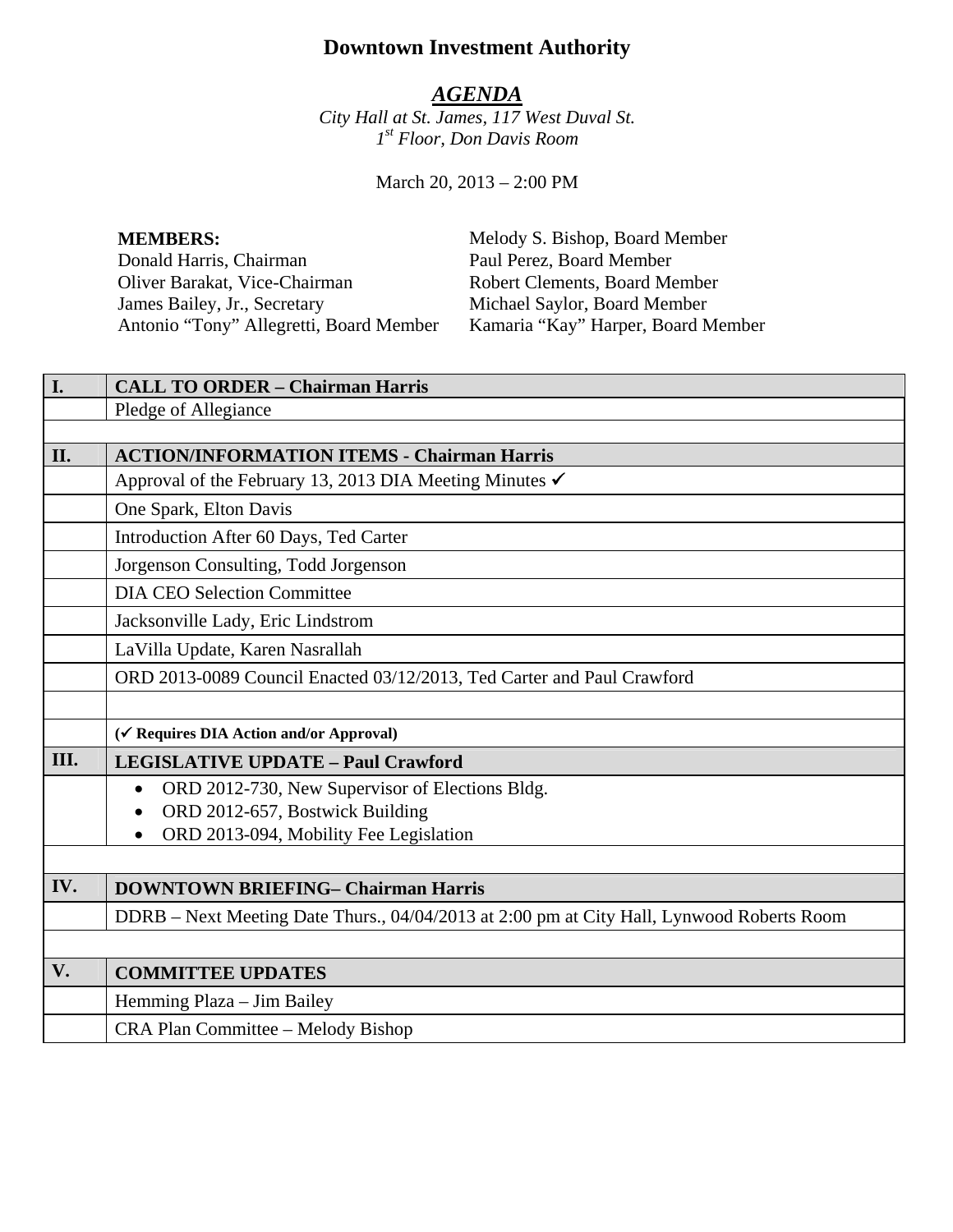# Downtown Investment Authority

## *AGENDA*

*City Hall at St. James, 117 West Duval St.*
*1st Floor, Don Davis Room*

March 20, 2013 – 2:00 PM

**MEMBERS:**
Donald Harris, Chairman
Oliver Barakat, Vice-Chairman
James Bailey, Jr., Secretary
Antonio "Tony" Allegretti, Board Member
Melody S. Bishop, Board Member
Paul Perez, Board Member
Robert Clements, Board Member
Michael Saylor, Board Member
Kamaria "Kay" Harper, Board Member

| | |
|---|---|
| **I.** | **CALL TO ORDER – Chairman Harris** |
| | Pledge of Allegiance |
| | |
| **II.** | **ACTION/INFORMATION ITEMS - Chairman Harris** |
| | Approval of the February 13, 2013 DIA Meeting Minutes ✓ |
| | One Spark, Elton Davis |
| | Introduction After 60 Days, Ted Carter |
| | Jorgenson Consulting, Todd Jorgenson |
| | DIA CEO Selection Committee |
| | Jacksonville Lady, Eric Lindstrom |
| | LaVilla Update, Karen Nasrallah |
| | ORD 2013-0089 Council Enacted 03/12/2013, Ted Carter and Paul Crawford |
| | |
| | **(✓ Requires DIA Action and/or Approval)** |
| **III.** | **LEGISLATIVE UPDATE – Paul Crawford** |
| | • ORD 2012-730, New Supervisor of Elections Bldg.<br>• ORD 2012-657, Bostwick Building<br>• ORD 2013-094, Mobility Fee Legislation |
| | |
| **IV.** | **DOWNTOWN BRIEFING– Chairman Harris** |
| | DDRB – Next Meeting Date Thurs., 04/04/2013 at 2:00 pm at City Hall, Lynwood Roberts Room |
| | |
| **V.** | **COMMITTEE UPDATES** |
| | Hemming Plaza – Jim Bailey |
| | CRA Plan Committee – Melody Bishop |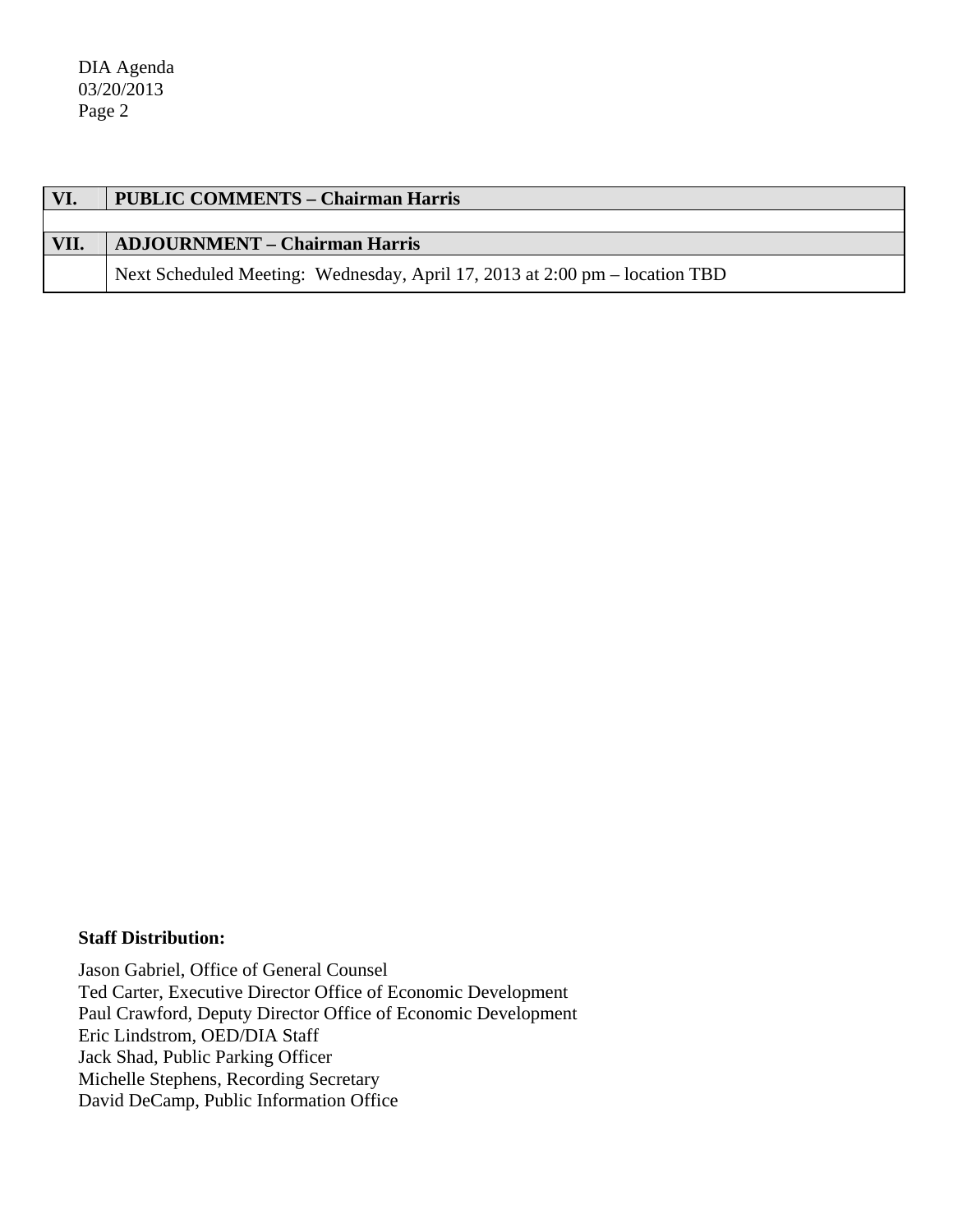| VI. | PUBLIC COMMENTS – Chairman Harris |
|---|---|
| | |
| **VII.** | **ADJOURNMENT – Chairman Harris** |
| | Next Scheduled Meeting: Wednesday, April 17, 2013 at 2:00 pm – location TBD |

**Staff Distribution:**

Jason Gabriel, Office of General Counsel
Ted Carter, Executive Director Office of Economic Development
Paul Crawford, Deputy Director Office of Economic Development
Eric Lindstrom, OED/DIA Staff
Jack Shad, Public Parking Officer
Michelle Stephens, Recording Secretary
David DeCamp, Public Information Office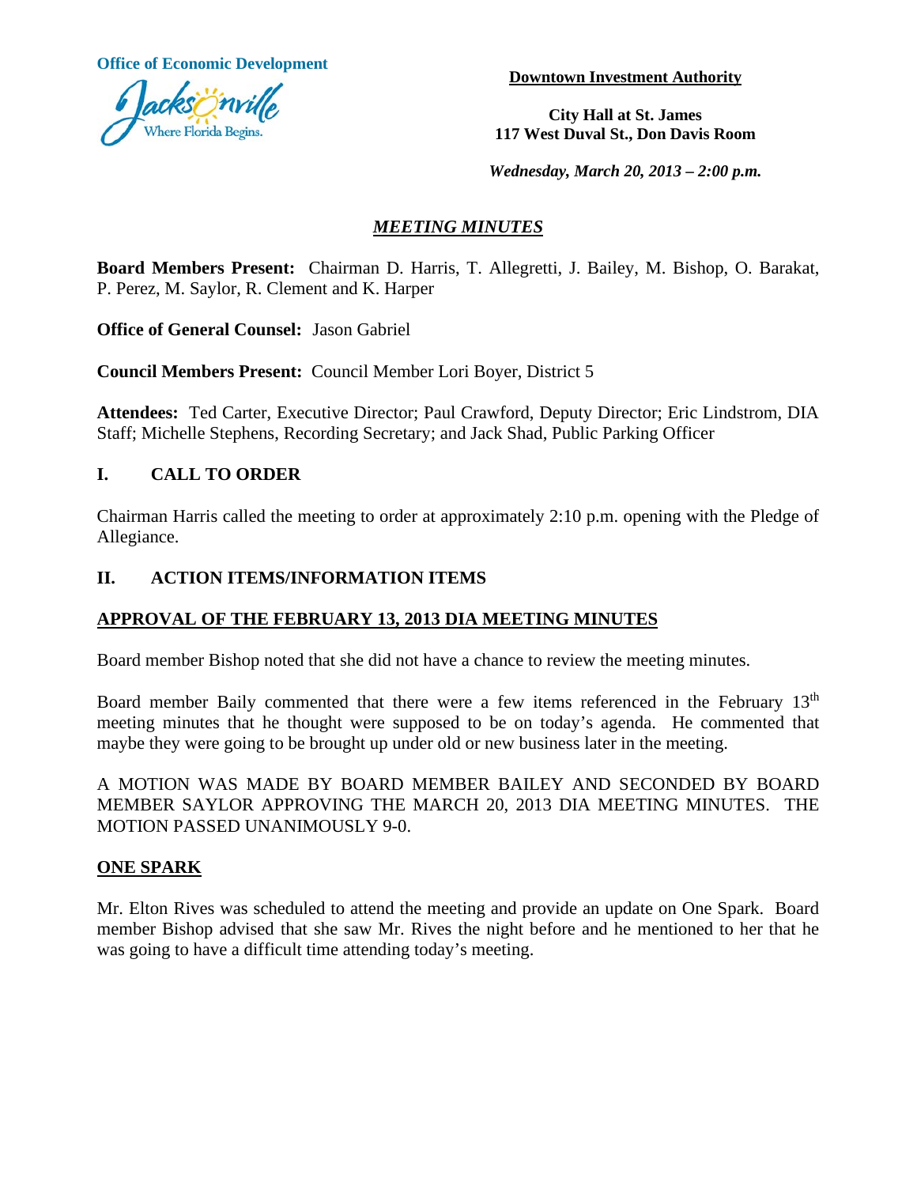Office of Economic Development

Jacksonville
Where Florida Begins.

**Downtown Investment Authority**

**City Hall at St. James**
**117 West Duval St., Don Davis Room**

***Wednesday, March 20, 2013 – 2:00 p.m.***

## ***MEETING MINUTES***

**Board Members Present:** Chairman D. Harris, T. Allegretti, J. Bailey, M. Bishop, O. Barakat, P. Perez, M. Saylor, R. Clement and K. Harper

**Office of General Counsel:** Jason Gabriel

**Council Members Present:** Council Member Lori Boyer, District 5

**Attendees:** Ted Carter, Executive Director; Paul Crawford, Deputy Director; Eric Lindstrom, DIA Staff; Michelle Stephens, Recording Secretary; and Jack Shad, Public Parking Officer

## I. CALL TO ORDER

Chairman Harris called the meeting to order at approximately 2:10 p.m. opening with the Pledge of Allegiance.

## II. ACTION ITEMS/INFORMATION ITEMS

### APPROVAL OF THE FEBRUARY 13, 2013 DIA MEETING MINUTES

Board member Bishop noted that she did not have a chance to review the meeting minutes.

Board member Baily commented that there were a few items referenced in the February 13th meeting minutes that he thought were supposed to be on today's agenda. He commented that maybe they were going to be brought up under old or new business later in the meeting.

A MOTION WAS MADE BY BOARD MEMBER BAILEY AND SECONDED BY BOARD MEMBER SAYLOR APPROVING THE MARCH 20, 2013 DIA MEETING MINUTES. THE MOTION PASSED UNANIMOUSLY 9-0.

### ONE SPARK

Mr. Elton Rives was scheduled to attend the meeting and provide an update on One Spark. Board member Bishop advised that she saw Mr. Rives the night before and he mentioned to her that he was going to have a difficult time attending today's meeting.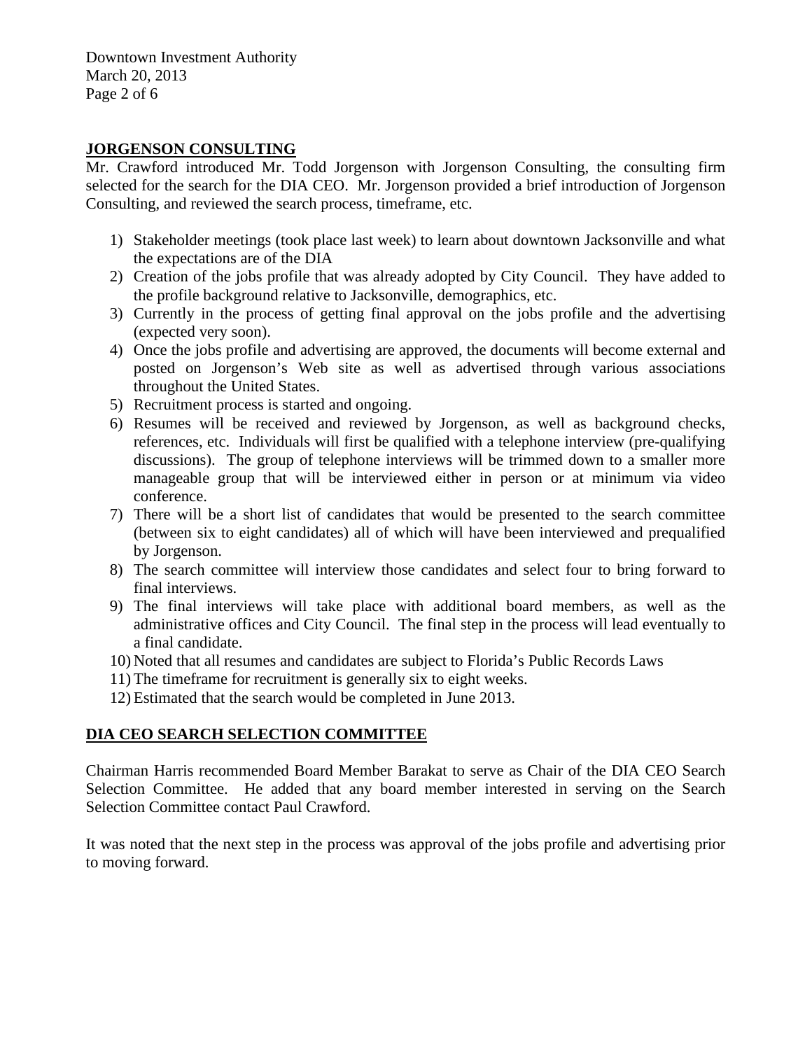## JORGENSON CONSULTING

Mr. Crawford introduced Mr. Todd Jorgenson with Jorgenson Consulting, the consulting firm selected for the search for the DIA CEO. Mr. Jorgenson provided a brief introduction of Jorgenson Consulting, and reviewed the search process, timeframe, etc.

1) Stakeholder meetings (took place last week) to learn about downtown Jacksonville and what the expectations are of the DIA
2) Creation of the jobs profile that was already adopted by City Council. They have added to the profile background relative to Jacksonville, demographics, etc.
3) Currently in the process of getting final approval on the jobs profile and the advertising (expected very soon).
4) Once the jobs profile and advertising are approved, the documents will become external and posted on Jorgenson's Web site as well as advertised through various associations throughout the United States.
5) Recruitment process is started and ongoing.
6) Resumes will be received and reviewed by Jorgenson, as well as background checks, references, etc. Individuals will first be qualified with a telephone interview (pre-qualifying discussions). The group of telephone interviews will be trimmed down to a smaller more manageable group that will be interviewed either in person or at minimum via video conference.
7) There will be a short list of candidates that would be presented to the search committee (between six to eight candidates) all of which will have been interviewed and prequalified by Jorgenson.
8) The search committee will interview those candidates and select four to bring forward to final interviews.
9) The final interviews will take place with additional board members, as well as the administrative offices and City Council. The final step in the process will lead eventually to a final candidate.
10) Noted that all resumes and candidates are subject to Florida's Public Records Laws
11) The timeframe for recruitment is generally six to eight weeks.
12) Estimated that the search would be completed in June 2013.

## DIA CEO SEARCH SELECTION COMMITTEE

Chairman Harris recommended Board Member Barakat to serve as Chair of the DIA CEO Search Selection Committee. He added that any board member interested in serving on the Search Selection Committee contact Paul Crawford.

It was noted that the next step in the process was approval of the jobs profile and advertising prior to moving forward.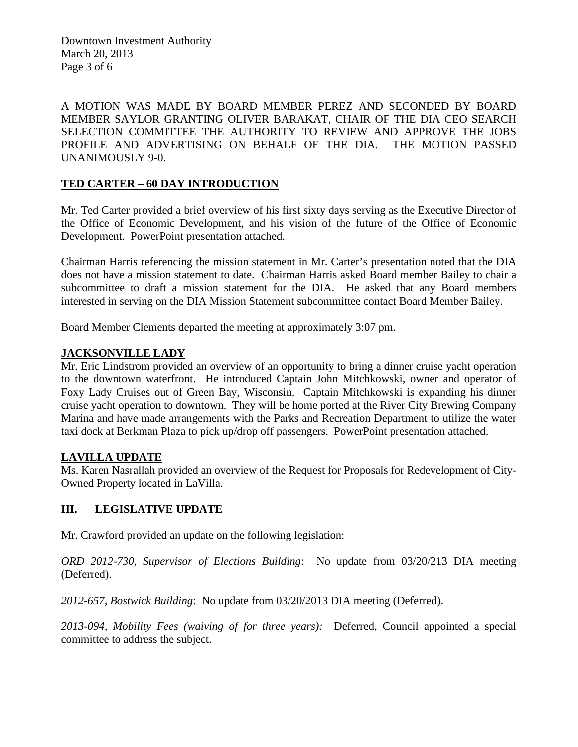A MOTION WAS MADE BY BOARD MEMBER PEREZ AND SECONDED BY BOARD MEMBER SAYLOR GRANTING OLIVER BARAKAT, CHAIR OF THE DIA CEO SEARCH SELECTION COMMITTEE THE AUTHORITY TO REVIEW AND APPROVE THE JOBS PROFILE AND ADVERTISING ON BEHALF OF THE DIA. THE MOTION PASSED UNANIMOUSLY 9-0.

**TED CARTER – 60 DAY INTRODUCTION**

Mr. Ted Carter provided a brief overview of his first sixty days serving as the Executive Director of the Office of Economic Development, and his vision of the future of the Office of Economic Development. PowerPoint presentation attached.

Chairman Harris referencing the mission statement in Mr. Carter's presentation noted that the DIA does not have a mission statement to date. Chairman Harris asked Board member Bailey to chair a subcommittee to draft a mission statement for the DIA. He asked that any Board members interested in serving on the DIA Mission Statement subcommittee contact Board Member Bailey.

Board Member Clements departed the meeting at approximately 3:07 pm.

**JACKSONVILLE LADY**

Mr. Eric Lindstrom provided an overview of an opportunity to bring a dinner cruise yacht operation to the downtown waterfront. He introduced Captain John Mitchkowski, owner and operator of Foxy Lady Cruises out of Green Bay, Wisconsin. Captain Mitchkowski is expanding his dinner cruise yacht operation to downtown. They will be home ported at the River City Brewing Company Marina and have made arrangements with the Parks and Recreation Department to utilize the water taxi dock at Berkman Plaza to pick up/drop off passengers. PowerPoint presentation attached.

**LAVILLA UPDATE**

Ms. Karen Nasrallah provided an overview of the Request for Proposals for Redevelopment of City-Owned Property located in LaVilla.

## III. LEGISLATIVE UPDATE

Mr. Crawford provided an update on the following legislation:

*ORD 2012-730, Supervisor of Elections Building*: No update from 03/20/213 DIA meeting (Deferred).

*2012-657, Bostwick Building*: No update from 03/20/2013 DIA meeting (Deferred).

*2013-094, Mobility Fees (waiving of for three years):* Deferred, Council appointed a special committee to address the subject.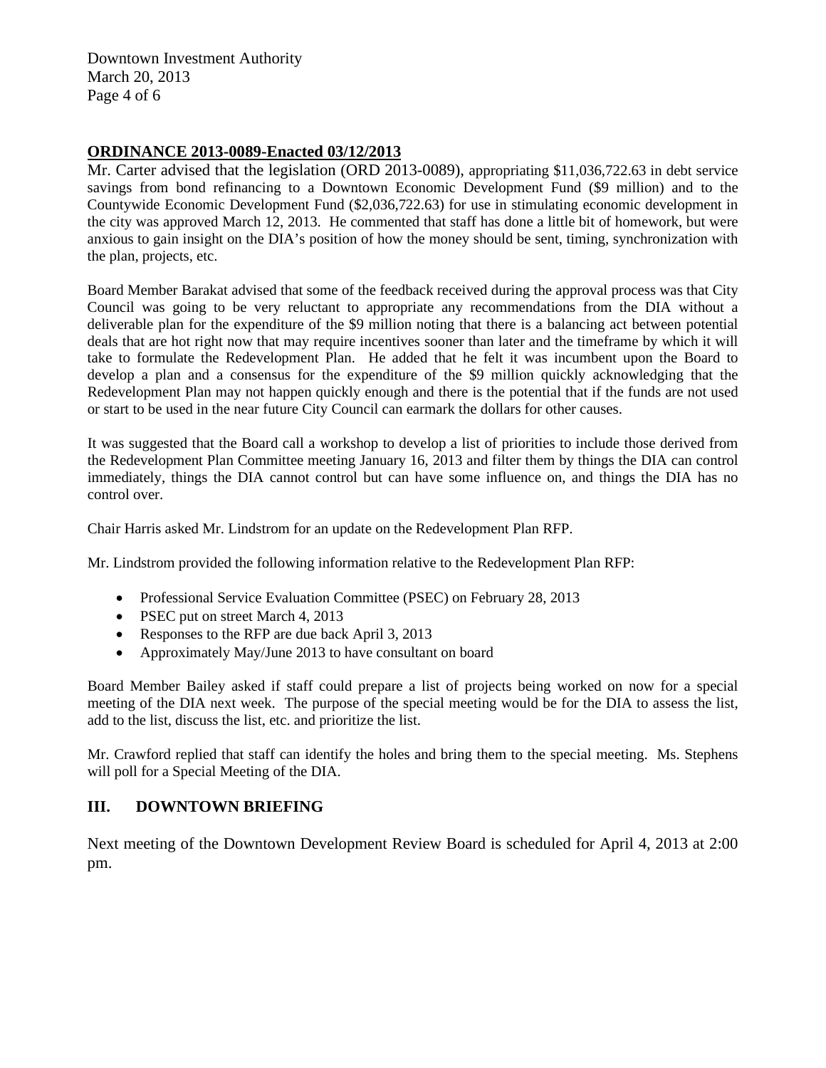**ORDINANCE 2013-0089-Enacted 03/12/2013**

Mr. Carter advised that the legislation (ORD 2013-0089), appropriating $11,036,722.63 in debt service savings from bond refinancing to a Downtown Economic Development Fund ($9 million) and to the Countywide Economic Development Fund ($2,036,722.63) for use in stimulating economic development in the city was approved March 12, 2013. He commented that staff has done a little bit of homework, but were anxious to gain insight on the DIA's position of how the money should be sent, timing, synchronization with the plan, projects, etc.

Board Member Barakat advised that some of the feedback received during the approval process was that City Council was going to be very reluctant to appropriate any recommendations from the DIA without a deliverable plan for the expenditure of the $9 million noting that there is a balancing act between potential deals that are hot right now that may require incentives sooner than later and the timeframe by which it will take to formulate the Redevelopment Plan. He added that he felt it was incumbent upon the Board to develop a plan and a consensus for the expenditure of the $9 million quickly acknowledging that the Redevelopment Plan may not happen quickly enough and there is the potential that if the funds are not used or start to be used in the near future City Council can earmark the dollars for other causes.

It was suggested that the Board call a workshop to develop a list of priorities to include those derived from the Redevelopment Plan Committee meeting January 16, 2013 and filter them by things the DIA can control immediately, things the DIA cannot control but can have some influence on, and things the DIA has no control over.

Chair Harris asked Mr. Lindstrom for an update on the Redevelopment Plan RFP.

Mr. Lindstrom provided the following information relative to the Redevelopment Plan RFP:

- Professional Service Evaluation Committee (PSEC) on February 28, 2013
- PSEC put on street March 4, 2013
- Responses to the RFP are due back April 3, 2013
- Approximately May/June 2013 to have consultant on board

Board Member Bailey asked if staff could prepare a list of projects being worked on now for a special meeting of the DIA next week. The purpose of the special meeting would be for the DIA to assess the list, add to the list, discuss the list, etc. and prioritize the list.

Mr. Crawford replied that staff can identify the holes and bring them to the special meeting. Ms. Stephens will poll for a Special Meeting of the DIA.

## III. DOWNTOWN BRIEFING

Next meeting of the Downtown Development Review Board is scheduled for April 4, 2013 at 2:00 pm.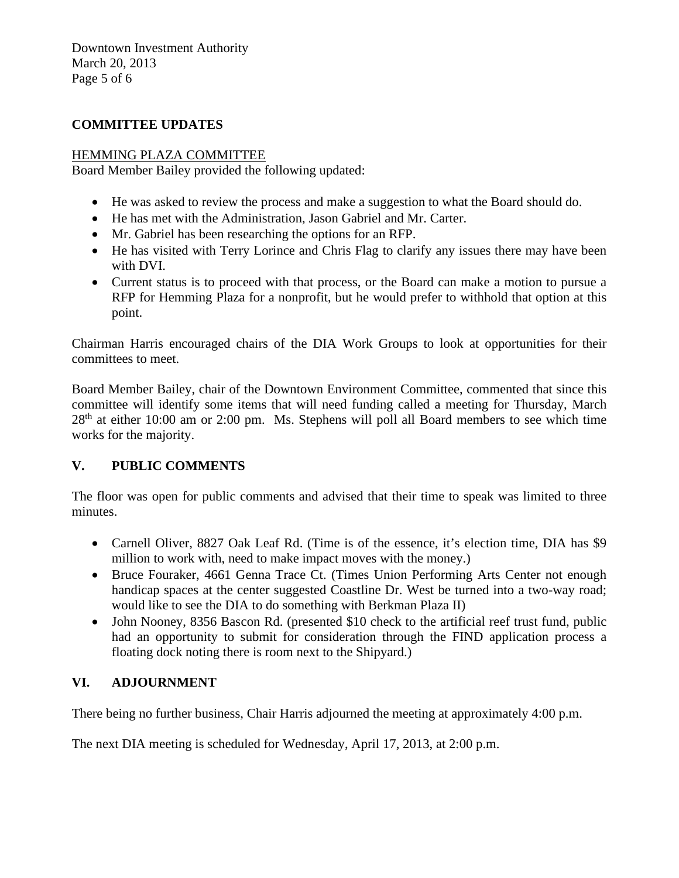**COMMITTEE UPDATES**

HEMMING PLAZA COMMITTEE

Board Member Bailey provided the following updated:

- He was asked to review the process and make a suggestion to what the Board should do.
- He has met with the Administration, Jason Gabriel and Mr. Carter.
- Mr. Gabriel has been researching the options for an RFP.
- He has visited with Terry Lorince and Chris Flag to clarify any issues there may have been with DVI.
- Current status is to proceed with that process, or the Board can make a motion to pursue a RFP for Hemming Plaza for a nonprofit, but he would prefer to withhold that option at this point.

Chairman Harris encouraged chairs of the DIA Work Groups to look at opportunities for their committees to meet.

Board Member Bailey, chair of the Downtown Environment Committee, commented that since this committee will identify some items that will need funding called a meeting for Thursday, March 28th at either 10:00 am or 2:00 pm. Ms. Stephens will poll all Board members to see which time works for the majority.

## V. PUBLIC COMMENTS

The floor was open for public comments and advised that their time to speak was limited to three minutes.

- Carnell Oliver, 8827 Oak Leaf Rd. (Time is of the essence, it's election time, DIA has $9 million to work with, need to make impact moves with the money.)
- Bruce Fouraker, 4661 Genna Trace Ct. (Times Union Performing Arts Center not enough handicap spaces at the center suggested Coastline Dr. West be turned into a two-way road; would like to see the DIA to do something with Berkman Plaza II)
- John Nooney, 8356 Bascon Rd. (presented $10 check to the artificial reef trust fund, public had an opportunity to submit for consideration through the FIND application process a floating dock noting there is room next to the Shipyard.)

## VI. ADJOURNMENT

There being no further business, Chair Harris adjourned the meeting at approximately 4:00 p.m.

The next DIA meeting is scheduled for Wednesday, April 17, 2013, at 2:00 p.m.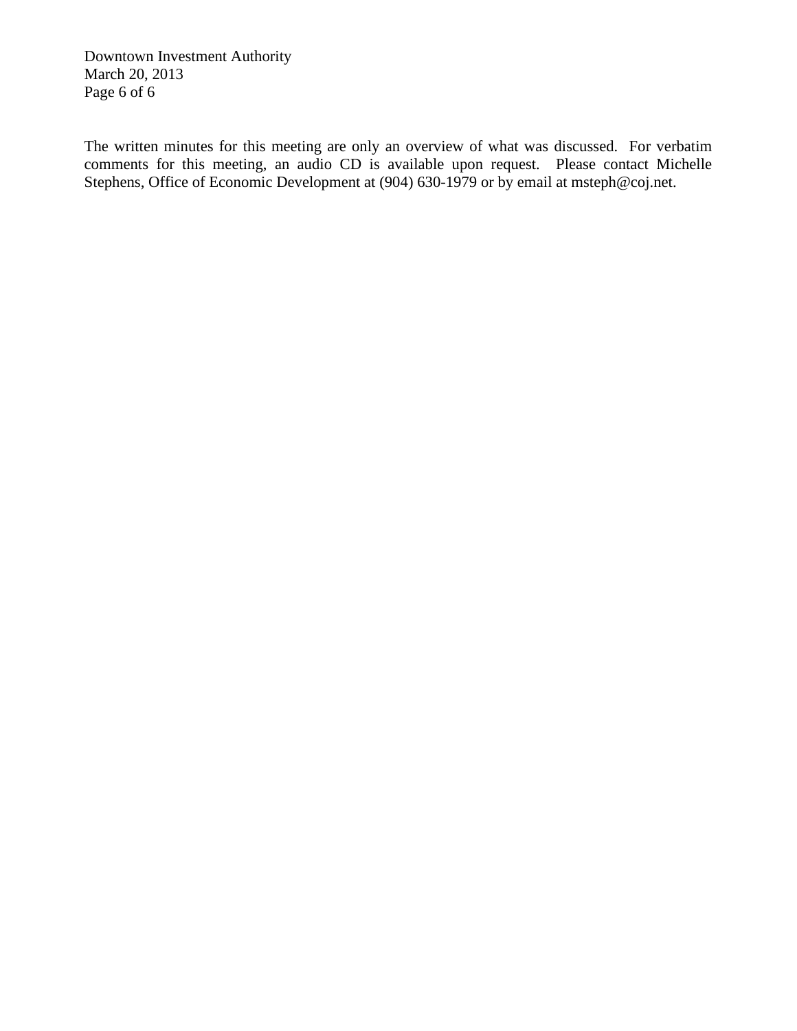The written minutes for this meeting are only an overview of what was discussed. For verbatim comments for this meeting, an audio CD is available upon request. Please contact Michelle Stephens, Office of Economic Development at (904) 630-1979 or by email at msteph@coj.net.